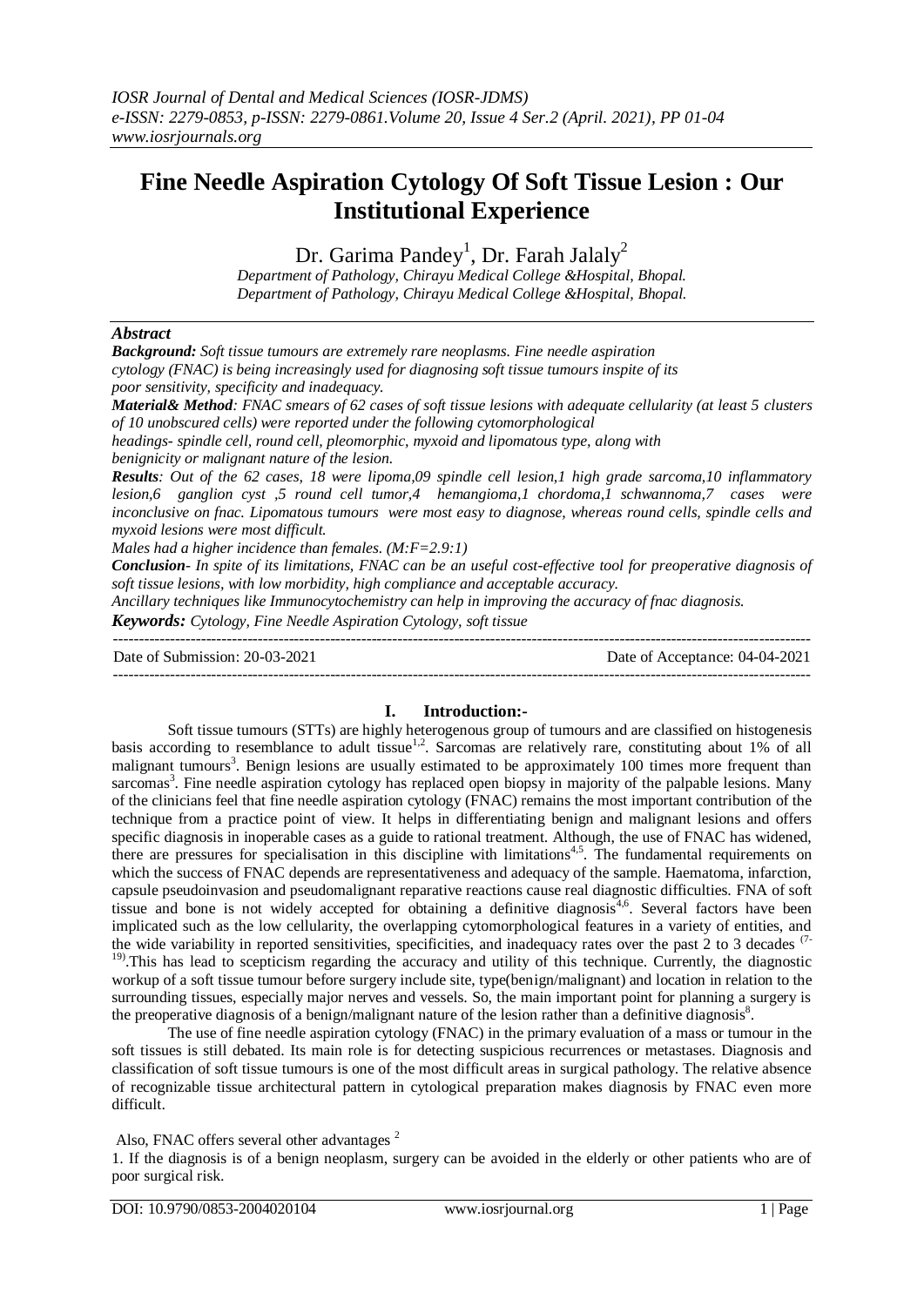# Fine Needle Aspiration Cytology Of Soft Tissue Lesion : Our Institutional Experience

Dr. Garima Pandey[1], Dr. Farah Jalaly[2]

*Department of Pathology, Chirayu Medical College &Hospital, Bhopal.*
*Department of Pathology, Chirayu Medical College &Hospital, Bhopal.*

## *Abstract*

***Background:*** *Soft tissue tumours are extremely rare neoplasms. Fine needle aspiration cytology (FNAC) is being increasingly used for diagnosing soft tissue tumours inspite of its poor sensitivity, specificity and inadequacy.*

***Material& Method****: FNAC smears of 62 cases of soft tissue lesions with adequate cellularity (at least 5 clusters of 10 unobscured cells) were reported under the following cytomorphological headings- spindle cell, round cell, pleomorphic, myxoid and lipomatous type, along with benignicity or malignant nature of the lesion.*

***Results****: Out of the 62 cases, 18 were lipoma,09 spindle cell lesion,1 high grade sarcoma,10 inflammatory lesion,6 ganglion cyst ,5 round cell tumor,4 hemangioma,1 chordoma,1 schwannoma,7 cases were inconclusive on fnac. Lipomatous tumours were most easy to diagnose, whereas round cells, spindle cells and myxoid lesions were most difficult.*

*Males had a higher incidence than females. (M:F=2.9:1)*

***Conclusion****- In spite of its limitations, FNAC can be an useful cost-effective tool for preoperative diagnosis of soft tissue lesions, with low morbidity, high compliance and acceptable accuracy.*

*Ancillary techniques like Immunocytochemistry can help in improving the accuracy of fnac diagnosis.*

***Keywords:*** *Cytology, Fine Needle Aspiration Cytology, soft tissue*

---

Date of Submission: 20-03-2021 Date of Acceptance: 04-04-2021

---

## I. Introduction:-

Soft tissue tumours (STTs) are highly heterogenous group of tumours and are classified on histogenesis basis according to resemblance to adult tissue[1,2]. Sarcomas are relatively rare, constituting about 1% of all malignant tumours[3]. Benign lesions are usually estimated to be approximately 100 times more frequent than sarcomas[3]. Fine needle aspiration cytology has replaced open biopsy in majority of the palpable lesions. Many of the clinicians feel that fine needle aspiration cytology (FNAC) remains the most important contribution of the technique from a practice point of view. It helps in differentiating benign and malignant lesions and offers specific diagnosis in inoperable cases as a guide to rational treatment. Although, the use of FNAC has widened, there are pressures for specialisation in this discipline with limitations[4,5]. The fundamental requirements on which the success of FNAC depends are representativeness and adequacy of the sample. Haematoma, infarction, capsule pseudoinvasion and pseudomalignant reparative reactions cause real diagnostic difficulties. FNA of soft tissue and bone is not widely accepted for obtaining a definitive diagnosis[4,6]. Several factors have been implicated such as the low cellularity, the overlapping cytomorphological features in a variety of entities, and the wide variability in reported sensitivities, specificities, and inadequacy rates over the past 2 to 3 decades [(7-19)].This has lead to scepticism regarding the accuracy and utility of this technique. Currently, the diagnostic workup of a soft tissue tumour before surgery include site, type(benign/malignant) and location in relation to the surrounding tissues, especially major nerves and vessels. So, the main important point for planning a surgery is the preoperative diagnosis of a benign/malignant nature of the lesion rather than a definitive diagnosis[8].

The use of fine needle aspiration cytology (FNAC) in the primary evaluation of a mass or tumour in the soft tissues is still debated. Its main role is for detecting suspicious recurrences or metastases. Diagnosis and classification of soft tissue tumours is one of the most difficult areas in surgical pathology. The relative absence of recognizable tissue architectural pattern in cytological preparation makes diagnosis by FNAC even more difficult.

Also, FNAC offers several other advantages [2]

1. If the diagnosis is of a benign neoplasm, surgery can be avoided in the elderly or other patients who are of poor surgical risk.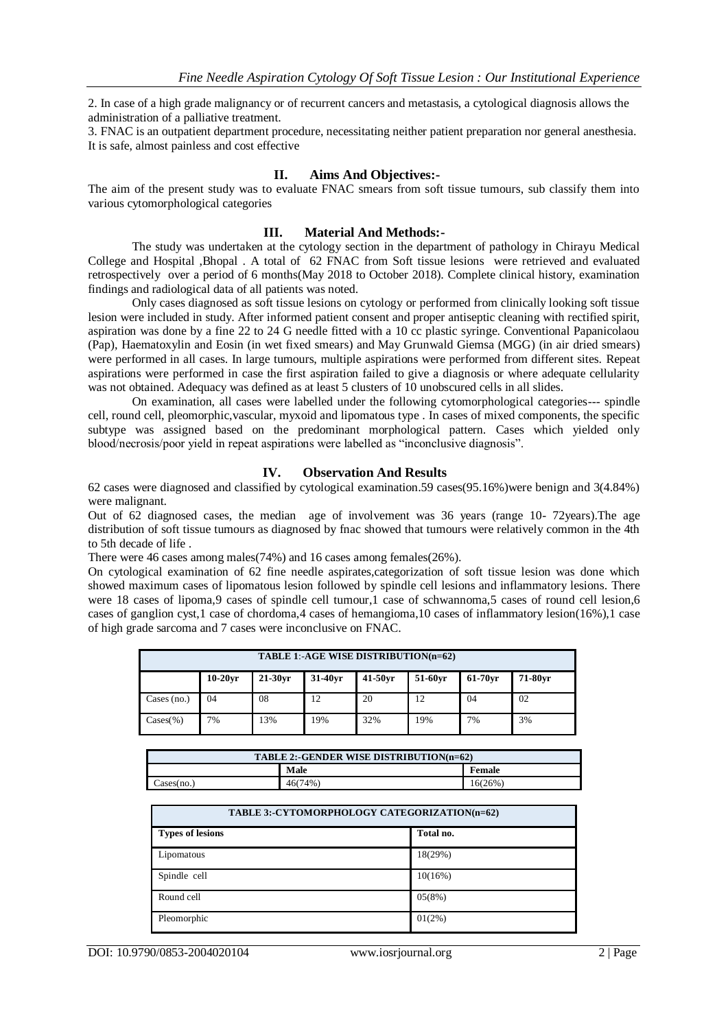2. In case of a high grade malignancy or of recurrent cancers and metastasis, a cytological diagnosis allows the administration of a palliative treatment.

3. FNAC is an outpatient department procedure, necessitating neither patient preparation nor general anesthesia. It is safe, almost painless and cost effective

## II. Aims And Objectives:-

The aim of the present study was to evaluate FNAC smears from soft tissue tumours, sub classify them into various cytomorphological categories

## III. Material And Methods:-

The study was undertaken at the cytology section in the department of pathology in Chirayu Medical College and Hospital ,Bhopal . A total of 62 FNAC from Soft tissue lesions were retrieved and evaluated retrospectively over a period of 6 months(May 2018 to October 2018). Complete clinical history, examination findings and radiological data of all patients was noted.

Only cases diagnosed as soft tissue lesions on cytology or performed from clinically looking soft tissue lesion were included in study. After informed patient consent and proper antiseptic cleaning with rectified spirit, aspiration was done by a fine 22 to 24 G needle fitted with a 10 cc plastic syringe. Conventional Papanicolaou (Pap), Haematoxylin and Eosin (in wet fixed smears) and May Grunwald Giemsa (MGG) (in air dried smears) were performed in all cases. In large tumours, multiple aspirations were performed from different sites. Repeat aspirations were performed in case the first aspiration failed to give a diagnosis or where adequate cellularity was not obtained. Adequacy was defined as at least 5 clusters of 10 unobscured cells in all slides.

On examination, all cases were labelled under the following cytomorphological categories--- spindle cell, round cell, pleomorphic,vascular, myxoid and lipomatous type . In cases of mixed components, the specific subtype was assigned based on the predominant morphological pattern. Cases which yielded only blood/necrosis/poor yield in repeat aspirations were labelled as "inconclusive diagnosis".

## IV. Observation And Results

62 cases were diagnosed and classified by cytological examination.59 cases(95.16%)were benign and 3(4.84%) were malignant.

Out of 62 diagnosed cases, the median age of involvement was 36 years (range 10- 72years).The age distribution of soft tissue tumours as diagnosed by fnac showed that tumours were relatively common in the 4th to 5th decade of life .

There were 46 cases among males(74%) and 16 cases among females(26%).

On cytological examination of 62 fine needle aspirates,categorization of soft tissue lesion was done which showed maximum cases of lipomatous lesion followed by spindle cell lesions and inflammatory lesions. There were 18 cases of lipoma,9 cases of spindle cell tumour,1 case of schwannoma,5 cases of round cell lesion,6 cases of ganglion cyst,1 case of chordoma,4 cases of hemangioma,10 cases of inflammatory lesion(16%),1 case of high grade sarcoma and 7 cases were inconclusive on FNAC.

**TABLE 1:-AGE WISE DISTRIBUTION(n=62)**

| | 10-20yr | 21-30yr | 31-40yr | 41-50yr | 51-60yr | 61-70yr | 71-80yr |
|---|---|---|---|---|---|---|---|
| Cases (no.) | 04 | 08 | 12 | 20 | 12 | 04 | 02 |
| Cases(%) | 7% | 13% | 19% | 32% | 19% | 7% | 3% |

**TABLE 2:-GENDER WISE DISTRIBUTION(n=62)**

| | Male | Female |
|---|---|---|
| Cases(no.) | 46(74%) | 16(26%) |

**TABLE 3:-CYTOMORPHOLOGY CATEGORIZATION(n=62)**

| Types of lesions | Total no. |
|---|---|
| Lipomatous | 18(29%) |
| Spindle cell | 10(16%) |
| Round cell | 05(8%) |
| Pleomorphic | 01(2%) |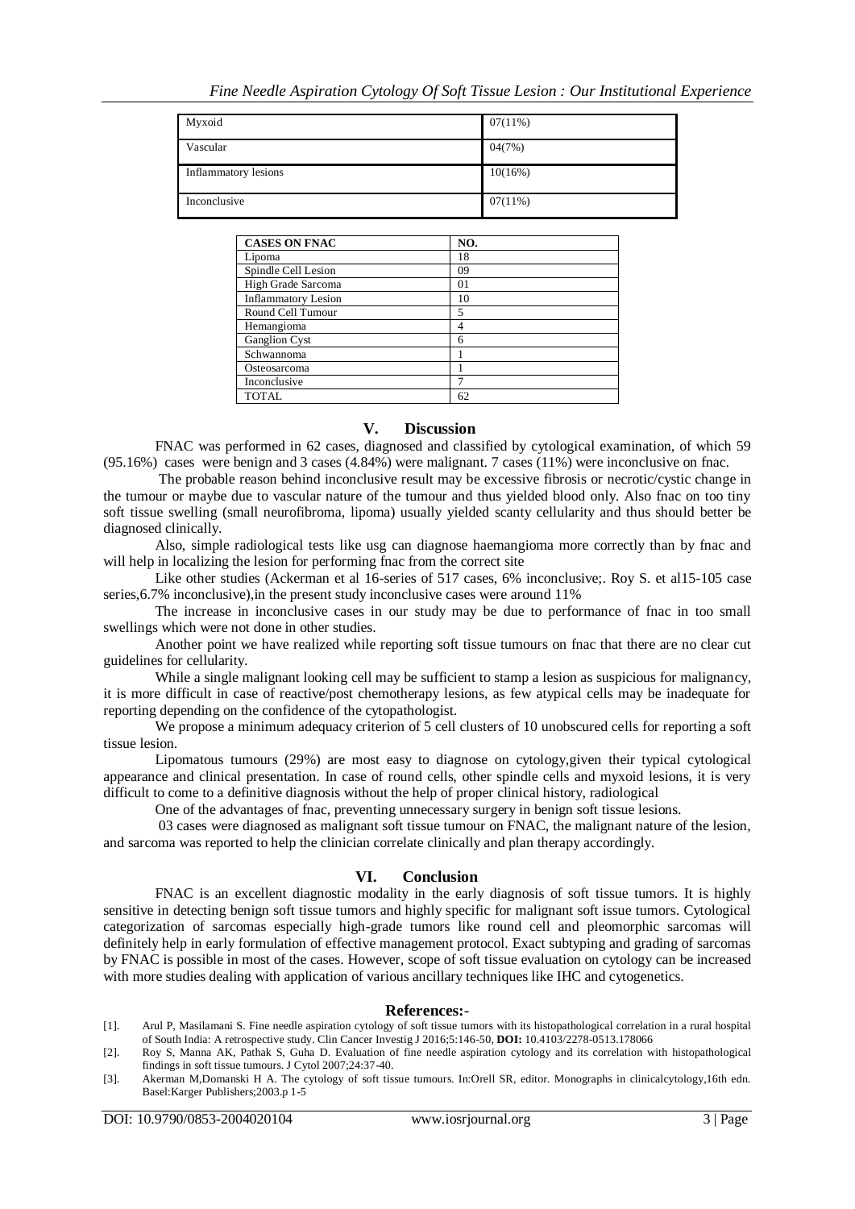| Myxoid | 07(11%) |
|---|---|
| Vascular | 04(7%) |
| Inflammatory lesions | 10(16%) |
| Inconclusive | 07(11%) |

| CASES ON FNAC | NO. |
|---|---|
| Lipoma | 18 |
| Spindle Cell Lesion | 09 |
| High Grade Sarcoma | 01 |
| Inflammatory Lesion | 10 |
| Round Cell Tumour | 5 |
| Hemangioma | 4 |
| Ganglion Cyst | 6 |
| Schwannoma | 1 |
| Osteosarcoma | 1 |
| Inconclusive | 7 |
| TOTAL | 62 |

## V. Discussion

FNAC was performed in 62 cases, diagnosed and classified by cytological examination, of which 59 (95.16%) cases were benign and 3 cases (4.84%) were malignant. 7 cases (11%) were inconclusive on fnac.

The probable reason behind inconclusive result may be excessive fibrosis or necrotic/cystic change in the tumour or maybe due to vascular nature of the tumour and thus yielded blood only. Also fnac on too tiny soft tissue swelling (small neurofibroma, lipoma) usually yielded scanty cellularity and thus should better be diagnosed clinically.

Also, simple radiological tests like usg can diagnose haemangioma more correctly than by fnac and will help in localizing the lesion for performing fnac from the correct site

Like other studies (Ackerman et al 16-series of 517 cases, 6% inconclusive;. Roy S. et al15-105 case series,6.7% inconclusive),in the present study inconclusive cases were around 11%

The increase in inconclusive cases in our study may be due to performance of fnac in too small swellings which were not done in other studies.

Another point we have realized while reporting soft tissue tumours on fnac that there are no clear cut guidelines for cellularity.

While a single malignant looking cell may be sufficient to stamp a lesion as suspicious for malignancy, it is more difficult in case of reactive/post chemotherapy lesions, as few atypical cells may be inadequate for reporting depending on the confidence of the cytopathologist.

We propose a minimum adequacy criterion of 5 cell clusters of 10 unobscured cells for reporting a soft tissue lesion.

Lipomatous tumours (29%) are most easy to diagnose on cytology,given their typical cytological appearance and clinical presentation. In case of round cells, other spindle cells and myxoid lesions, it is very difficult to come to a definitive diagnosis without the help of proper clinical history, radiological

One of the advantages of fnac, preventing unnecessary surgery in benign soft tissue lesions.

03 cases were diagnosed as malignant soft tissue tumour on FNAC, the malignant nature of the lesion, and sarcoma was reported to help the clinician correlate clinically and plan therapy accordingly.

## VI. Conclusion

FNAC is an excellent diagnostic modality in the early diagnosis of soft tissue tumors. It is highly sensitive in detecting benign soft tissue tumors and highly specific for malignant soft issue tumors. Cytological categorization of sarcomas especially high-grade tumors like round cell and pleomorphic sarcomas will definitely help in early formulation of effective management protocol. Exact subtyping and grading of sarcomas by FNAC is possible in most of the cases. However, scope of soft tissue evaluation on cytology can be increased with more studies dealing with application of various ancillary techniques like IHC and cytogenetics.

## References:-

[1]. Arul P, Masilamani S. Fine needle aspiration cytology of soft tissue tumors with its histopathological correlation in a rural hospital of South India: A retrospective study. Clin Cancer Investig J 2016;5:146-50, **DOI:** 10.4103/2278-0513.178066

[2]. Roy S, Manna AK, Pathak S, Guha D. Evaluation of fine needle aspiration cytology and its correlation with histopathological findings in soft tissue tumours. J Cytol 2007;24:37-40.

[3]. Akerman M,Domanski H A. The cytology of soft tissue tumours. In:Orell SR, editor. Monographs in clinicalcytology,16th edn. Basel:Karger Publishers;2003.p 1-5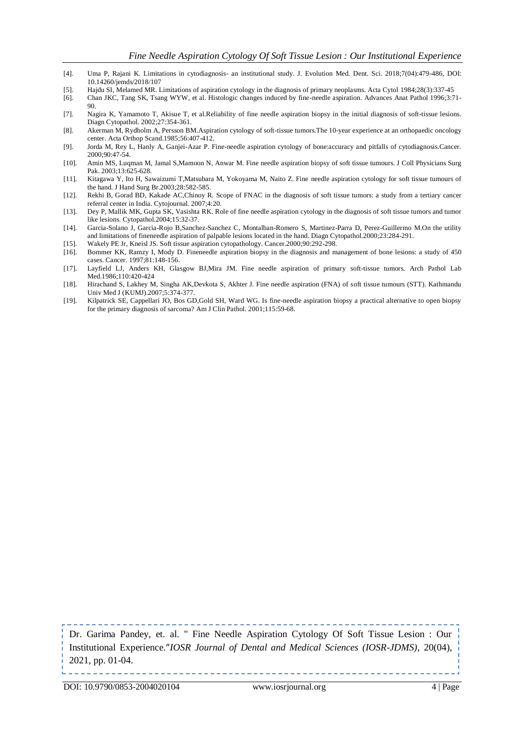[4]. Uma P, Rajani K. Limitations in cytodiagnosis- an institutional study. J. Evolution Med. Dent. Sci. 2018;7(04):479-486, DOI: 10.14260/jemds/2018/107

[5]. Hajdu SI, Melamed MR. Limitations of aspiration cytology in the diagnosis of primary neoplasms. Acta Cytol 1984;28(3):337-45

[6]. Chan JKC, Tang SK, Tsang WYW, et al. Histologic changes induced by fine-needle aspiration. Advances Anat Pathol 1996;3:71-90.

[7]. Nagira K, Yamamoto T, Akisue T, et al.Reliability of fine needle aspiration biopsy in the initial diagnosis of soft-tissue lesions. Diagn Cytopathol. 2002;27:354-361.

[8]. Akerman M, Rydholm A, Persson BM.Aspiration cytology of soft-tissue tumors.The 10-year experience at an orthopaedic oncology center. Acta Orthop Scand.1985;56:407-412.

[9]. Jorda M, Rey L, Hanly A, Ganjei-Azar P. Fine-needle aspiration cytology of bone:accuracy and pitfalls of cytodiagnosis.Cancer. 2000;90:47-54.

[10]. Amin MS, Luqman M, Jamal S,Mamoon N, Anwar M. Fine needle aspiration biopsy of soft tissue tumours. J Coll Physicians Surg Pak. 2003;13:625-628.

[11]. Kitagawa Y, Ito H, Sawaizumi T,Matsubara M, Yokoyama M, Naito Z. Fine needle aspiration cytology for soft tissue tumours of the hand. J Hand Surg Br.2003;28:582-585.

[12]. Rekhi B, Gorad BD, Kakade AC,Chinoy R. Scope of FNAC in the diagnosis of soft tissue tumors: a study from a tertiary cancer referral center in India. Cytojournal. 2007;4:20.

[13]. Dey P, Mallik MK, Gupta SK, Vasishta RK. Role of fine needle aspiration cytology in the diagnosis of soft tissue tumors and tumor like lesions. Cytopathol.2004;15:32-37.

[14]. Garcia-Solano J, Garcia-Rojo B,Sanchez-Sanchez C, Montalban-Romero S, Martinez-Parra D, Perez-Guillermo M.On the utility and limitations of fineneedle aspiration of palpable lesions located in the hand. Diagn Cytopathol.2000;23:284-291.

[15]. Wakely PE Jr, Kneisl JS. Soft tissue aspiration cytopathology. Cancer.2000;90:292-298.

[16]. Bommer KK, Ramzy I, Mody D. Fineneedle aspiration biopsy in the diagnosis and management of bone lesions: a study of 450 cases. Cancer. 1997;81:148-156.

[17]. Layfield LJ, Anders KH, Glasgow BJ,Mira JM. Fine needle aspiration of primary soft-tissue tumors. Arch Pathol Lab Med.1986;110:420-424

[18]. Hirachand S, Lakhey M, Singha AK,Devkota S, Akhter J. Fine needle aspiration (FNA) of soft tissue tumours (STT). Kathmandu Univ Med J (KUMJ).2007;5:374-377.

[19]. Kilpatrick SE, Cappellari JO, Bos GD,Gold SH, Ward WG. Is fine-needle aspiration biopsy a practical alternative to open biopsy for the primary diagnosis of sarcoma? Am J Clin Pathol. 2001;115:59-68.

Dr. Garima Pandey, et. al. " Fine Needle Aspiration Cytology Of Soft Tissue Lesion : Our Institutional Experience."*IOSR Journal of Dental and Medical Sciences (IOSR-JDMS)*, 20(04), 2021, pp. 01-04.